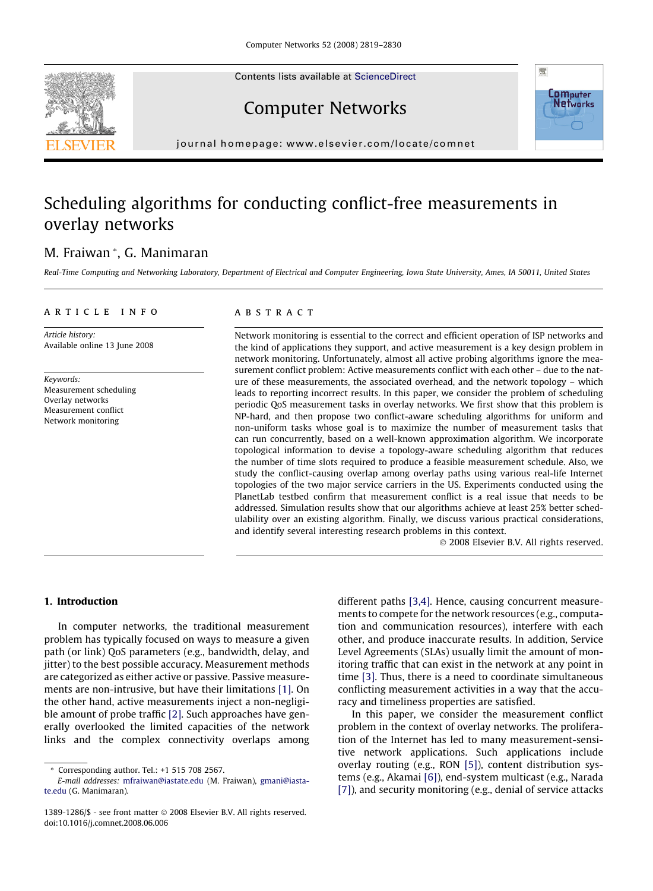# Scheduling algorithms for conducting conflict-free measurements in overlay networks

M. Fraiwan *, G. Manimaran

*Real-Time Computing and Networking Laboratory, Department of Electrical and Computer Engineering, Iowa State University, Ames, IA 50011, United States*

## ARTICLE INFO

*Article history:*
Available online 13 June 2008

*Keywords:*
Measurement scheduling
Overlay networks
Measurement conflict
Network monitoring

## ABSTRACT

Network monitoring is essential to the correct and efficient operation of ISP networks and the kind of applications they support, and active measurement is a key design problem in network monitoring. Unfortunately, almost all active probing algorithms ignore the measurement conflict problem: Active measurements conflict with each other – due to the nature of these measurements, the associated overhead, and the network topology – which leads to reporting incorrect results. In this paper, we consider the problem of scheduling periodic QoS measurement tasks in overlay networks. We first show that this problem is NP-hard, and then propose two conflict-aware scheduling algorithms for uniform and non-uniform tasks whose goal is to maximize the number of measurement tasks that can run concurrently, based on a well-known approximation algorithm. We incorporate topological information to devise a topology-aware scheduling algorithm that reduces the number of time slots required to produce a feasible measurement schedule. Also, we study the conflict-causing overlap among overlay paths using various real-life Internet topologies of the two major service carriers in the US. Experiments conducted using the PlanetLab testbed confirm that measurement conflict is a real issue that needs to be addressed. Simulation results show that our algorithms achieve at least 25% better schedulability over an existing algorithm. Finally, we discuss various practical considerations, and identify several interesting research problems in this context.

© 2008 Elsevier B.V. All rights reserved.

## 1. Introduction

In computer networks, the traditional measurement problem has typically focused on ways to measure a given path (or link) QoS parameters (e.g., bandwidth, delay, and jitter) to the best possible accuracy. Measurement methods are categorized as either active or passive. Passive measurements are non-intrusive, but have their limitations [1]. On the other hand, active measurements inject a non-negligible amount of probe traffic [2]. Such approaches have generally overlooked the limited capacities of the network links and the complex connectivity overlaps among different paths [3,4]. Hence, causing concurrent measurements to compete for the network resources (e.g., computation and communication resources), interfere with each other, and produce inaccurate results. In addition, Service Level Agreements (SLAs) usually limit the amount of monitoring traffic that can exist in the network at any point in time [3]. Thus, there is a need to coordinate simultaneous conflicting measurement activities in a way that the accuracy and timeliness properties are satisfied.

In this paper, we consider the measurement conflict problem in the context of overlay networks. The proliferation of the Internet has led to many measurement-sensitive network applications. Such applications include overlay routing (e.g., RON [5]), content distribution systems (e.g., Akamai [6]), end-system multicast (e.g., Narada [7]), and security monitoring (e.g., denial of service attacks

* Corresponding author. Tel.: +1 515 708 2567.
*E-mail addresses:* mfraiwan@iastate.edu (M. Fraiwan), gmani@iastate.edu (G. Manimaran).

1389-1286/$ - see front matter © 2008 Elsevier B.V. All rights reserved.
doi:10.1016/j.comnet.2008.06.006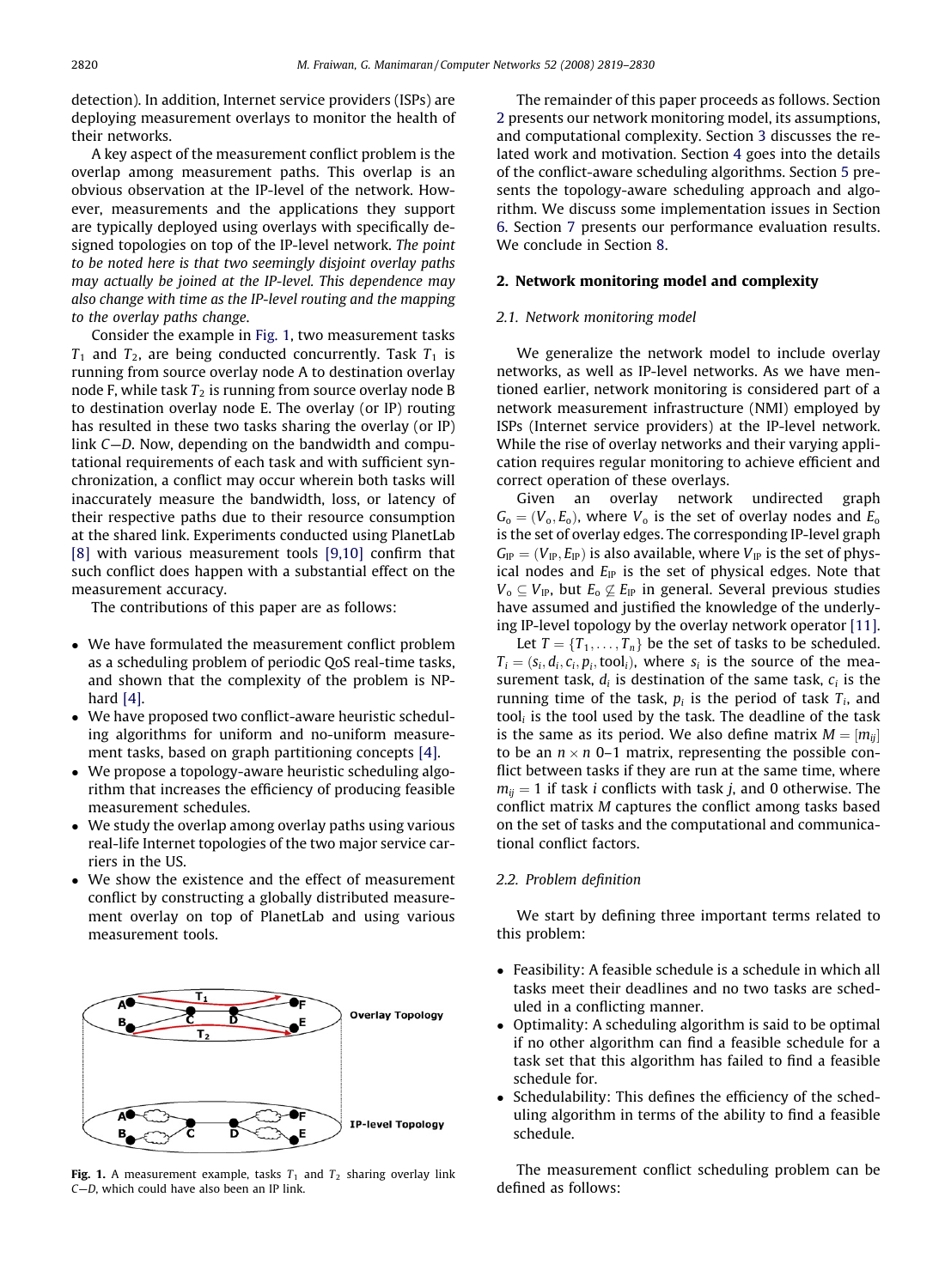detection). In addition, Internet service providers (ISPs) are deploying measurement overlays to monitor the health of their networks.

A key aspect of the measurement conflict problem is the overlap among measurement paths. This overlap is an obvious observation at the IP-level of the network. However, measurements and the applications they support are typically deployed using overlays with specifically designed topologies on top of the IP-level network. *The point to be noted here is that two seemingly disjoint overlay paths may actually be joined at the IP-level. This dependence may also change with time as the IP-level routing and the mapping to the overlay paths change.*

Consider the example in Fig. 1, two measurement tasks $T_1$ and $T_2$, are being conducted concurrently. Task $T_1$ is running from source overlay node A to destination overlay node F, while task $T_2$ is running from source overlay node B to destination overlay node E. The overlay (or IP) routing has resulted in these two tasks sharing the overlay (or IP) link $C$—$D$. Now, depending on the bandwidth and computational requirements of each task and with sufficient synchronization, a conflict may occur wherein both tasks will inaccurately measure the bandwidth, loss, or latency of their respective paths due to their resource consumption at the shared link. Experiments conducted using PlanetLab [8] with various measurement tools [9,10] confirm that such conflict does happen with a substantial effect on the measurement accuracy.

The contributions of this paper are as follows:

- We have formulated the measurement conflict problem as a scheduling problem of periodic QoS real-time tasks, and shown that the complexity of the problem is NP-hard [4].
- We have proposed two conflict-aware heuristic scheduling algorithms for uniform and no-uniform measurement tasks, based on graph partitioning concepts [4].
- We propose a topology-aware heuristic scheduling algorithm that increases the efficiency of producing feasible measurement schedules.
- We study the overlap among overlay paths using various real-life Internet topologies of the two major service carriers in the US.
- We show the existence and the effect of measurement conflict by constructing a globally distributed measurement overlay on top of PlanetLab and using various measurement tools.

**Fig. 1.** A measurement example, tasks $T_1$ and $T_2$ sharing overlay link $C$—$D$, which could have also been an IP link.

The remainder of this paper proceeds as follows. Section 2 presents our network monitoring model, its assumptions, and computational complexity. Section 3 discusses the related work and motivation. Section 4 goes into the details of the conflict-aware scheduling algorithms. Section 5 presents the topology-aware scheduling approach and algorithm. We discuss some implementation issues in Section 6. Section 7 presents our performance evaluation results. We conclude in Section 8.

## 2. Network monitoring model and complexity

### 2.1. Network monitoring model

We generalize the network model to include overlay networks, as well as IP-level networks. As we have mentioned earlier, network monitoring is considered part of a network measurement infrastructure (NMI) employed by ISPs (Internet service providers) at the IP-level network. While the rise of overlay networks and their varying application requires regular monitoring to achieve efficient and correct operation of these overlays.

Given an overlay network undirected graph $G_o = (V_o, E_o)$, where $V_o$ is the set of overlay nodes and $E_o$ is the set of overlay edges. The corresponding IP-level graph $G_{IP} = (V_{IP}, E_{IP})$ is also available, where $V_{IP}$ is the set of physical nodes and $E_{IP}$ is the set of physical edges. Note that $V_o \subseteq V_{IP}$, but $E_o \not\subseteq E_{IP}$ in general. Several previous studies have assumed and justified the knowledge of the underlying IP-level topology by the overlay network operator [11].

Let $T = \{T_1, \ldots, T_n\}$ be the set of tasks to be scheduled. $T_i = (s_i, d_i, c_i, p_i, \text{tool}_i)$, where $s_i$ is the source of the measurement task, $d_i$ is destination of the same task, $c_i$ is the running time of the task, $p_i$ is the period of task $T_i$, and $\text{tool}_i$ is the tool used by the task. The deadline of the task is the same as its period. We also define matrix $M = [m_{ij}]$ to be an $n \times n$ 0–1 matrix, representing the possible conflict between tasks if they are run at the same time, where $m_{ij} = 1$ if task $i$ conflicts with task $j$, and 0 otherwise. The conflict matrix $M$ captures the conflict among tasks based on the set of tasks and the computational and communicational conflict factors.

### 2.2. Problem definition

We start by defining three important terms related to this problem:

- Feasibility: A feasible schedule is a schedule in which all tasks meet their deadlines and no two tasks are scheduled in a conflicting manner.
- Optimality: A scheduling algorithm is said to be optimal if no other algorithm can find a feasible schedule for a task set that this algorithm has failed to find a feasible schedule for.
- Schedulability: This defines the efficiency of the scheduling algorithm in terms of the ability to find a feasible schedule.

The measurement conflict scheduling problem can be defined as follows: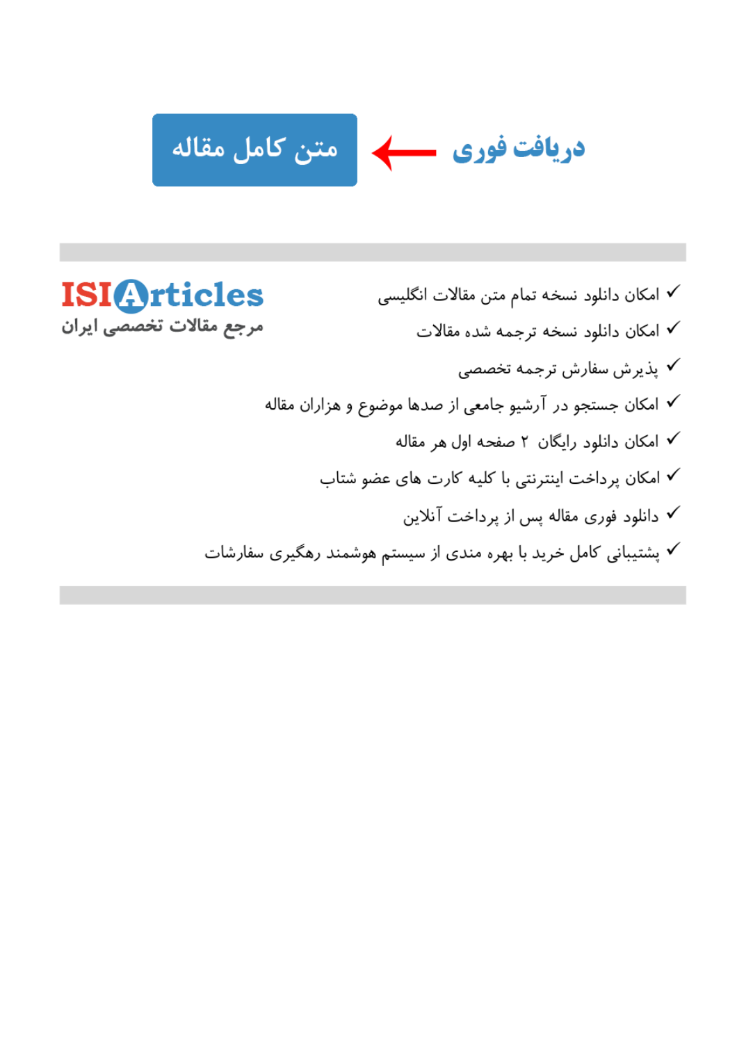دریافت فوری ← **متن کامل مقاله**

**ISIArticles**
مرجع مقالات تخصصی ایران

- ✓ امکان دانلود نسخه تمام متن مقالات انگلیسی
- ✓ امکان دانلود نسخه ترجمه شده مقالات
- ✓ پذیرش سفارش ترجمه تخصصی
- ✓ امکان جستجو در آرشیو جامعی از صدها موضوع و هزاران مقاله
- ✓ امکان دانلود رایگان ۲ صفحه اول هر مقاله
- ✓ امکان پرداخت اینترنتی با کلیه کارت های عضو شتاب
- ✓ دانلود فوری مقاله پس از پرداخت آنلاین
- ✓ پشتیبانی کامل خرید با بهره مندی از سیستم هوشمند رهگیری سفارشات